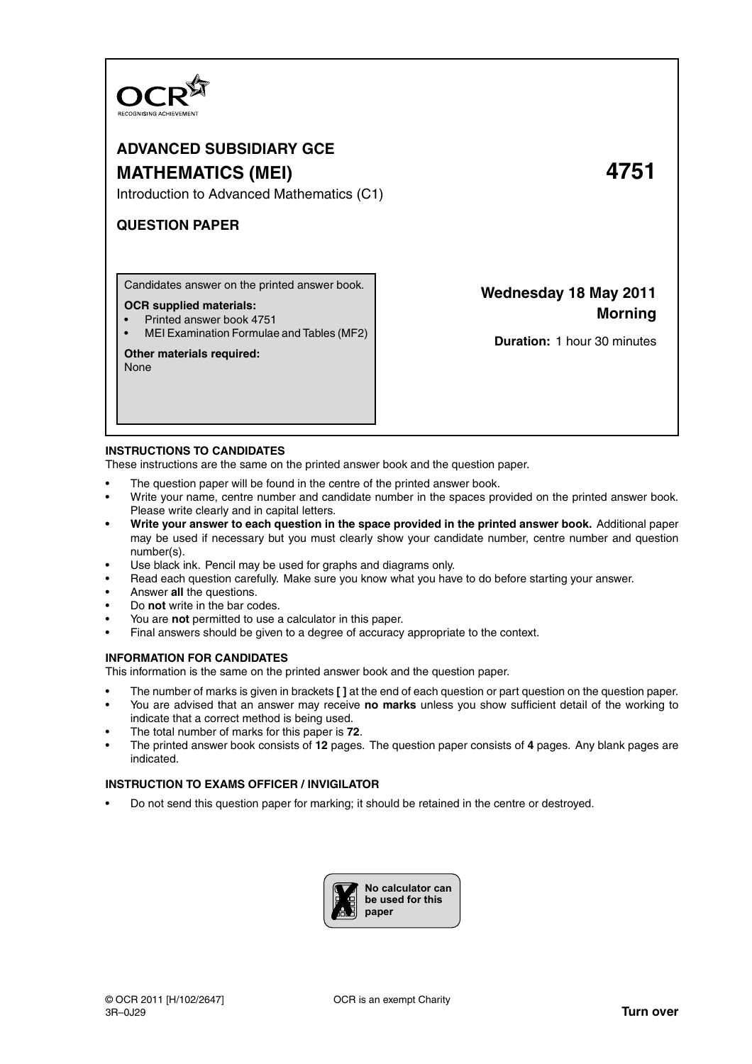OCR
RECOGNISING ACHIEVEMENT

**ADVANCED SUBSIDIARY GCE**

# MATHEMATICS (MEI) — 4751

Introduction to Advanced Mathematics (C1)

**QUESTION PAPER**

Candidates answer on the printed answer book.

**OCR supplied materials:**

- Printed answer book 4751
- MEI Examination Formulae and Tables (MF2)

**Other materials required:**
None

**Wednesday 18 May 2011**
**Morning**

**Duration:** 1 hour 30 minutes

## INSTRUCTIONS TO CANDIDATES

These instructions are the same on the printed answer book and the question paper.

- The question paper will be found in the centre of the printed answer book.
- Write your name, centre number and candidate number in the spaces provided on the printed answer book. Please write clearly and in capital letters.
- **Write your answer to each question in the space provided in the printed answer book.** Additional paper may be used if necessary but you must clearly show your candidate number, centre number and question number(s).
- Use black ink. Pencil may be used for graphs and diagrams only.
- Read each question carefully. Make sure you know what you have to do before starting your answer.
- Answer **all** the questions.
- Do **not** write in the bar codes.
- You are **not** permitted to use a calculator in this paper.
- Final answers should be given to a degree of accuracy appropriate to the context.

## INFORMATION FOR CANDIDATES

This information is the same on the printed answer book and the question paper.

- The number of marks is given in brackets **[ ]** at the end of each question or part question on the question paper.
- You are advised that an answer may receive **no marks** unless you show sufficient detail of the working to indicate that a correct method is being used.
- The total number of marks for this paper is **72**.
- The printed answer book consists of **12** pages. The question paper consists of **4** pages. Any blank pages are indicated.

## INSTRUCTION TO EXAMS OFFICER / INVIGILATOR

- Do not send this question paper for marking; it should be retained in the centre or destroyed.

**No calculator can be used for this paper**

© OCR 2011 [H/102/2647]
3R–0J29

OCR is an exempt Charity

**Turn over**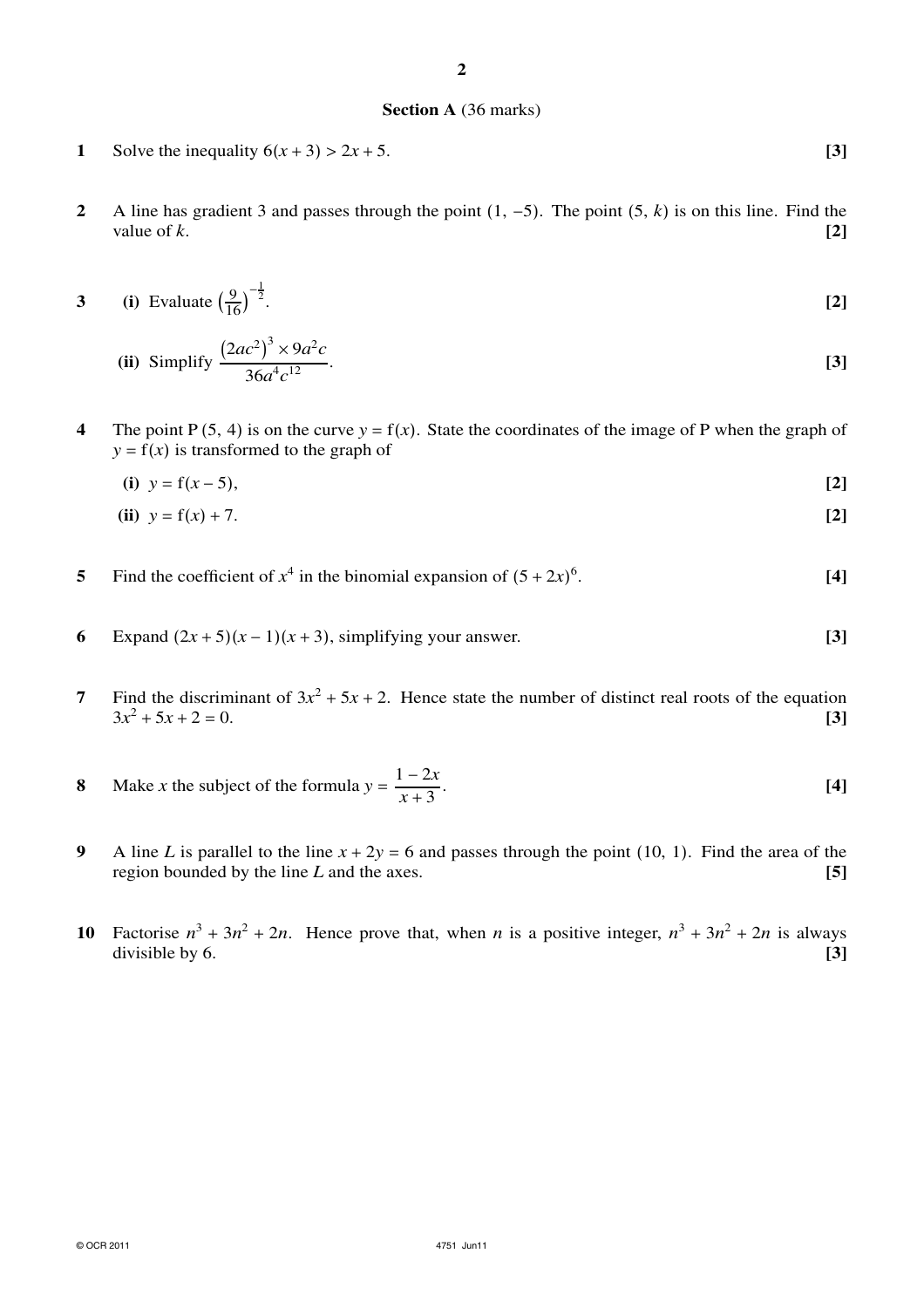## Section A (36 marks)

**1** Solve the inequality $6(x + 3) > 2x + 5$. **[3]**

**2** A line has gradient 3 and passes through the point $(1, -5)$. The point $(5, k)$ is on this line. Find the value of $k$. **[2]**

**3** **(i)** Evaluate $\left(\frac{9}{16}\right)^{-\frac{1}{2}}$. **[2]**

**(ii)** Simplify $\dfrac{(2ac^2)^3 \times 9a^2c}{36a^4c^{12}}$. **[3]**

**4** The point P $(5, 4)$ is on the curve $y = f(x)$. State the coordinates of the image of P when the graph of $y = f(x)$ is transformed to the graph of

**(i)** $y = f(x - 5)$, **[2]**

**(ii)** $y = f(x) + 7$. **[2]**

**5** Find the coefficient of $x^4$ in the binomial expansion of $(5 + 2x)^6$. **[4]**

**6** Expand $(2x + 5)(x - 1)(x + 3)$, simplifying your answer. **[3]**

**7** Find the discriminant of $3x^2 + 5x + 2$. Hence state the number of distinct real roots of the equation $3x^2 + 5x + 2 = 0$. **[3]**

**8** Make $x$ the subject of the formula $y = \dfrac{1 - 2x}{x + 3}$. **[4]**

**9** A line $L$ is parallel to the line $x + 2y = 6$ and passes through the point $(10, 1)$. Find the area of the region bounded by the line $L$ and the axes. **[5]**

**10** Factorise $n^3 + 3n^2 + 2n$. Hence prove that, when $n$ is a positive integer, $n^3 + 3n^2 + 2n$ is always divisible by 6. **[3]**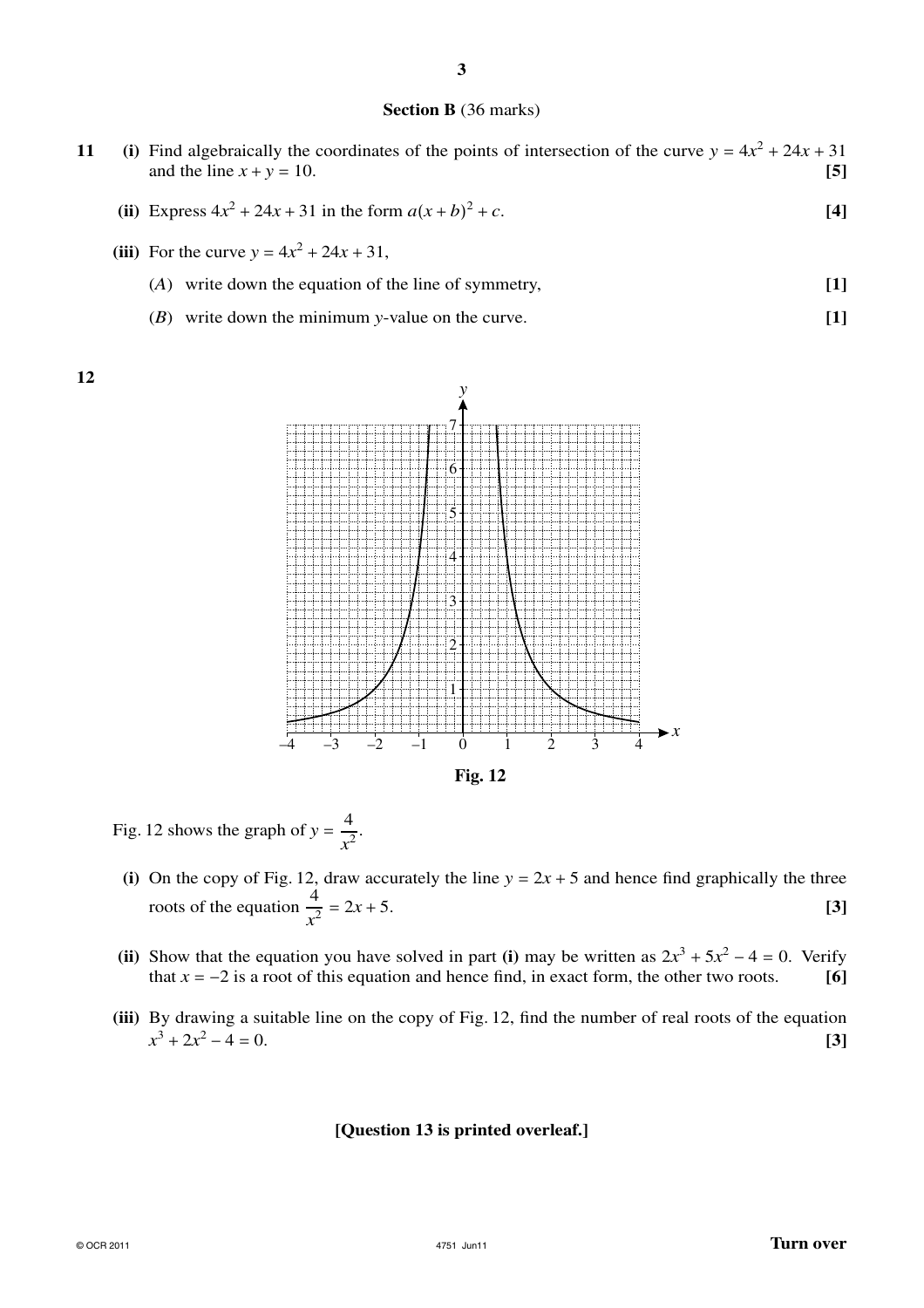## Section B (36 marks)

**11** **(i)** Find algebraically the coordinates of the points of intersection of the curve $y = 4x^2 + 24x + 31$ and the line $x + y = 10$. **[5]**

**(ii)** Express $4x^2 + 24x + 31$ in the form $a(x + b)^2 + c$. **[4]**

**(iii)** For the curve $y = 4x^2 + 24x + 31$,

($A$) write down the equation of the line of symmetry, **[1]**

($B$) write down the minimum $y$-value on the curve. **[1]**

**12**

**Fig. 12**

Fig. 12 shows the graph of $y = \dfrac{4}{x^2}$.

**(i)** On the copy of Fig. 12, draw accurately the line $y = 2x + 5$ and hence find graphically the three roots of the equation $\dfrac{4}{x^2} = 2x + 5$. **[3]**

**(ii)** Show that the equation you have solved in part **(i)** may be written as $2x^3 + 5x^2 - 4 = 0$. Verify that $x = -2$ is a root of this equation and hence find, in exact form, the other two roots. **[6]**

**(iii)** By drawing a suitable line on the copy of Fig. 12, find the number of real roots of the equation $x^3 + 2x^2 - 4 = 0$. **[3]**

**[Question 13 is printed overleaf.]**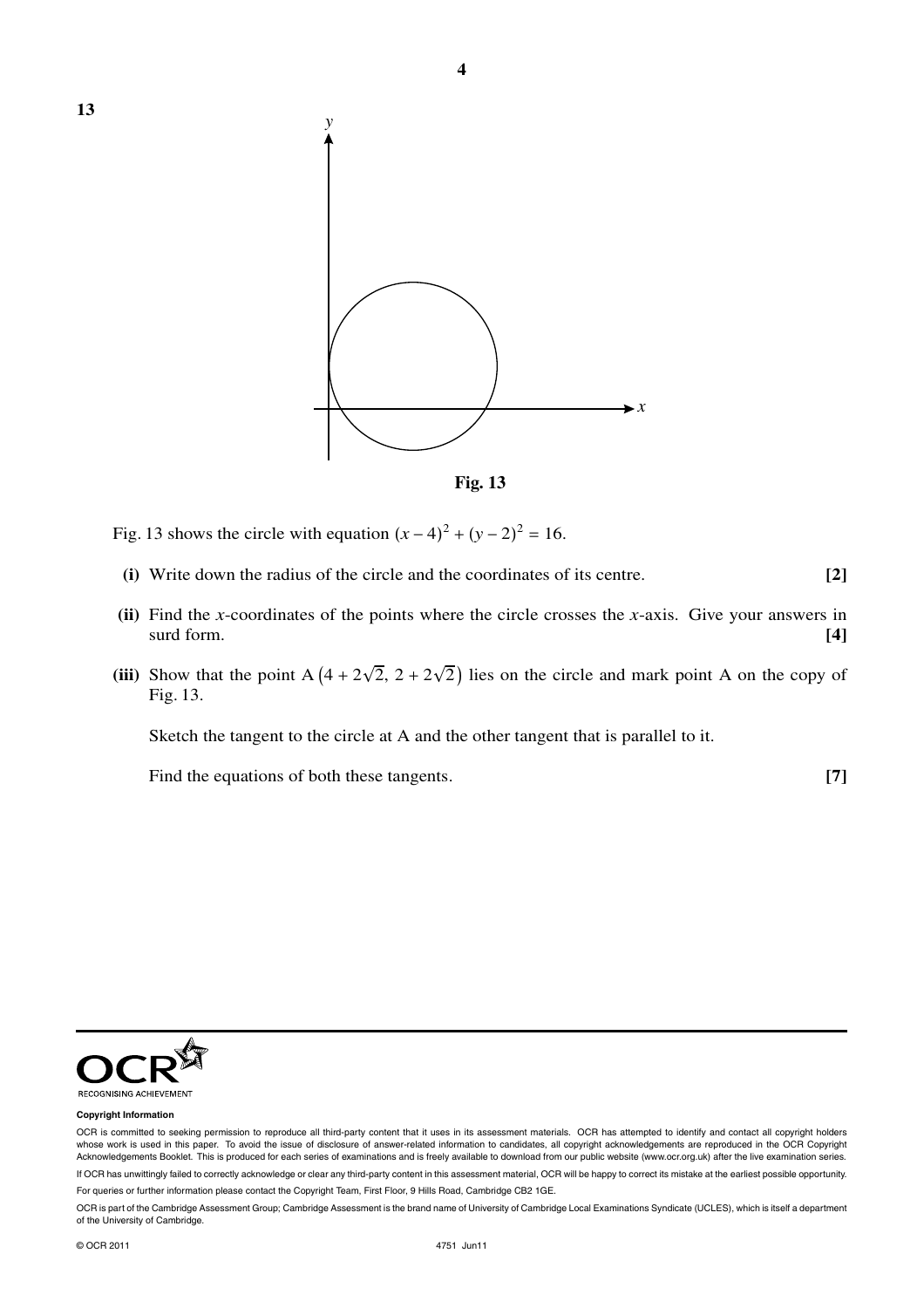**13**

y

x

**Fig. 13**

Fig. 13 shows the circle with equation $(x-4)^2 + (y-2)^2 = 16$.

**(i)** Write down the radius of the circle and the coordinates of its centre. **[2]**

**(ii)** Find the *x*-coordinates of the points where the circle crosses the *x*-axis. Give your answers in surd form. **[4]**

**(iii)** Show that the point A $(4+2\sqrt{2},\ 2+2\sqrt{2})$ lies on the circle and mark point A on the copy of Fig. 13.

Sketch the tangent to the circle at A and the other tangent that is parallel to it.

Find the equations of both these tangents. **[7]**

**Copyright Information**

OCR is committed to seeking permission to reproduce all third-party content that it uses in its assessment materials. OCR has attempted to identify and contact all copyright holders whose work is used in this paper. To avoid the issue of disclosure of answer-related information to candidates, all copyright acknowledgements are reproduced in the OCR Copyright Acknowledgements Booklet. This is produced for each series of examinations and is freely available to download from our public website (www.ocr.org.uk) after the live examination series.

If OCR has unwittingly failed to correctly acknowledge or clear any third-party content in this assessment material, OCR will be happy to correct its mistake at the earliest possible opportunity.

For queries or further information please contact the Copyright Team, First Floor, 9 Hills Road, Cambridge CB2 1GE.

OCR is part of the Cambridge Assessment Group; Cambridge Assessment is the brand name of University of Cambridge Local Examinations Syndicate (UCLES), which is itself a department of the University of Cambridge.